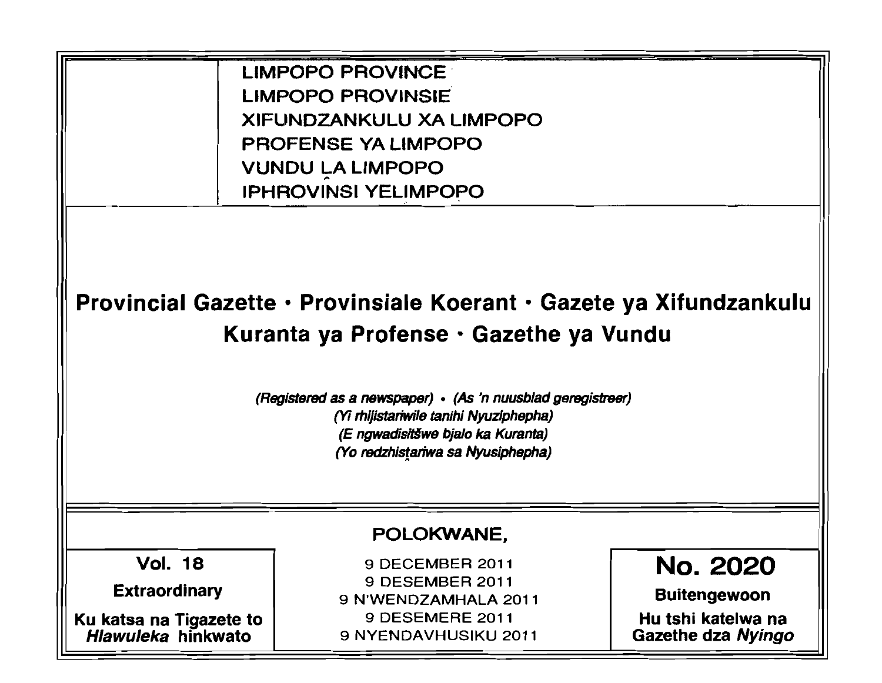LIMPOPO PROVINCE
LIMPOPO PROVINSIE
XIFUNDZANKULU XA LIMPOPO
PROFENSE YA LIMPOPO
VUNDU LA LIMPOPO
IPHROVINSI YELIMPOPO

# Provincial Gazette • Provinsiale Koerant • Gazete ya Xifundzankulu Kuranta ya Profense • Gazethe ya Vundu

*(Registered as a newspaper) • (As 'n nuusblad geregistreer)*
*(Yi rhijistariwile tanihi Nyuziphepha)*
*(E ngwadisitšwe bjalo ka Kuranta)*
*(Yo redzhistariwa sa Nyusiphepha)*

POLOKWANE,

| **Vol. 18** | 9 DECEMBER 2011 | **No. 2020** |
|---|---|---|
| **Extraordinary** | 9 DESEMBER 2011 | **Buitengewoon** |
| **Ku katsa na Tigazete to *Hlawuleka* hinkwato** | 9 N'WENDZAMHALA 2011<br>9 DESEMERE 2011<br>9 NYENDAVHUSIKU 2011 | **Hu tshi katelwa na Gazethe dza *Nyingo*** |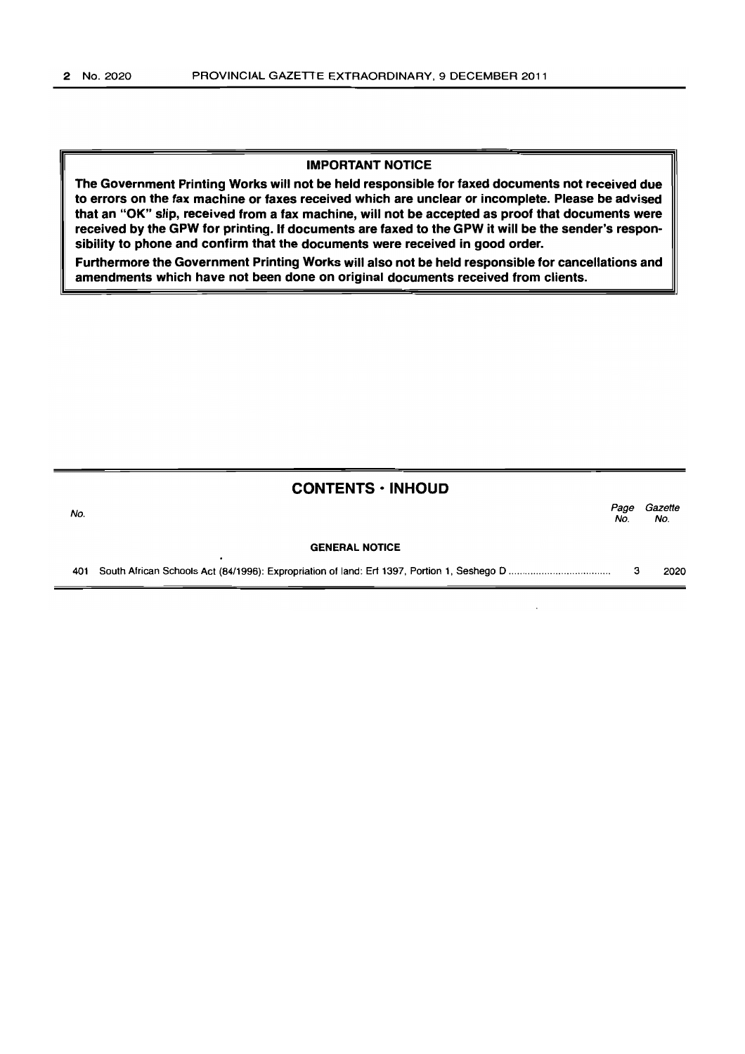**IMPORTANT NOTICE**

**The Government Printing Works will not be held responsible for faxed documents not received due to errors on the fax machine or faxes received which are unclear or incomplete. Please be advised that an "OK" slip, received from a fax machine, will not be accepted as proof that documents were received by the GPW for printing. If documents are faxed to the GPW it will be the sender's responsibility to phone and confirm that the documents were received in good order.**

**Furthermore the Government Printing Works will also not be held responsible for cancellations and amendments which have not been done on original documents received from clients.**

## CONTENTS · INHOUD

| No. | | Page No. | Gazette No. |
|---|---|---|---|
| | **GENERAL NOTICE** | | |
| 401 | South African Schools Act (84/1996): Expropriation of land: Erf 1397, Portion 1, Seshego D | 3 | 2020 |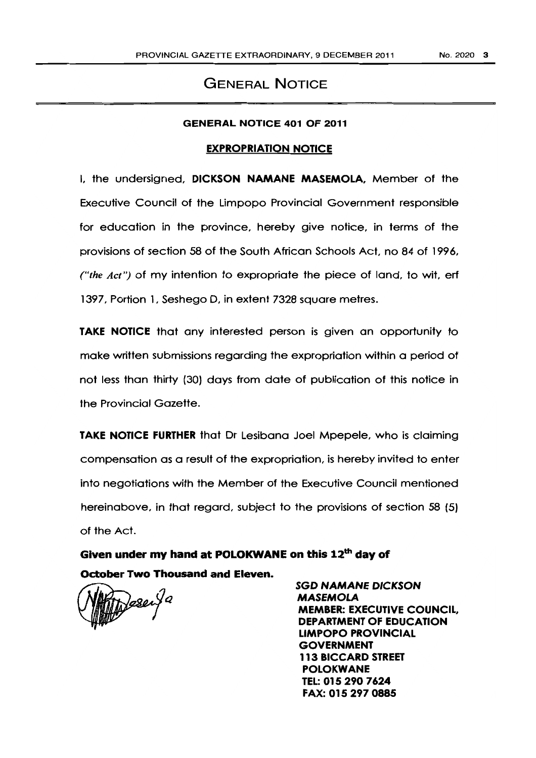# GENERAL NOTICE

**GENERAL NOTICE 401 OF 2011**

**EXPROPRIATION NOTICE**

I, the undersigned, **DICKSON NAMANE MASEMOLA**, Member of the Executive Council of the Limpopo Provincial Government responsible for education in the province, hereby give notice, in terms of the provisions of section 58 of the South African Schools Act, no 84 of 1996, *("the Act")* of my intention to expropriate the piece of land, to wit, erf 1397, Portion 1, Seshego D, in extent 7328 square metres.

**TAKE NOTICE** that any interested person is given an opportunity to make written submissions regarding the expropriation within a period of not less than thirty (30) days from date of publication of this notice in the Provincial Gazette.

**TAKE NOTICE FURTHER** that Dr Lesibana Joel Mpepele, who is claiming compensation as a result of the expropriation, is hereby invited to enter into negotiations with the Member of the Executive Council mentioned hereinabove, in that regard, subject to the provisions of section 58 (5) of the Act.

**Given under my hand at POLOKWANE on this 12th day of October Two Thousand and Eleven.**

***SGD NAMANE DICKSON MASEMOLA***
**MEMBER: EXECUTIVE COUNCIL,**
**DEPARTMENT OF EDUCATION**
**LIMPOPO PROVINCIAL GOVERNMENT**
**113 BICCARD STREET**
**POLOKWANE**
**TEL: 015 290 7624**
**FAX: 015 297 0885**